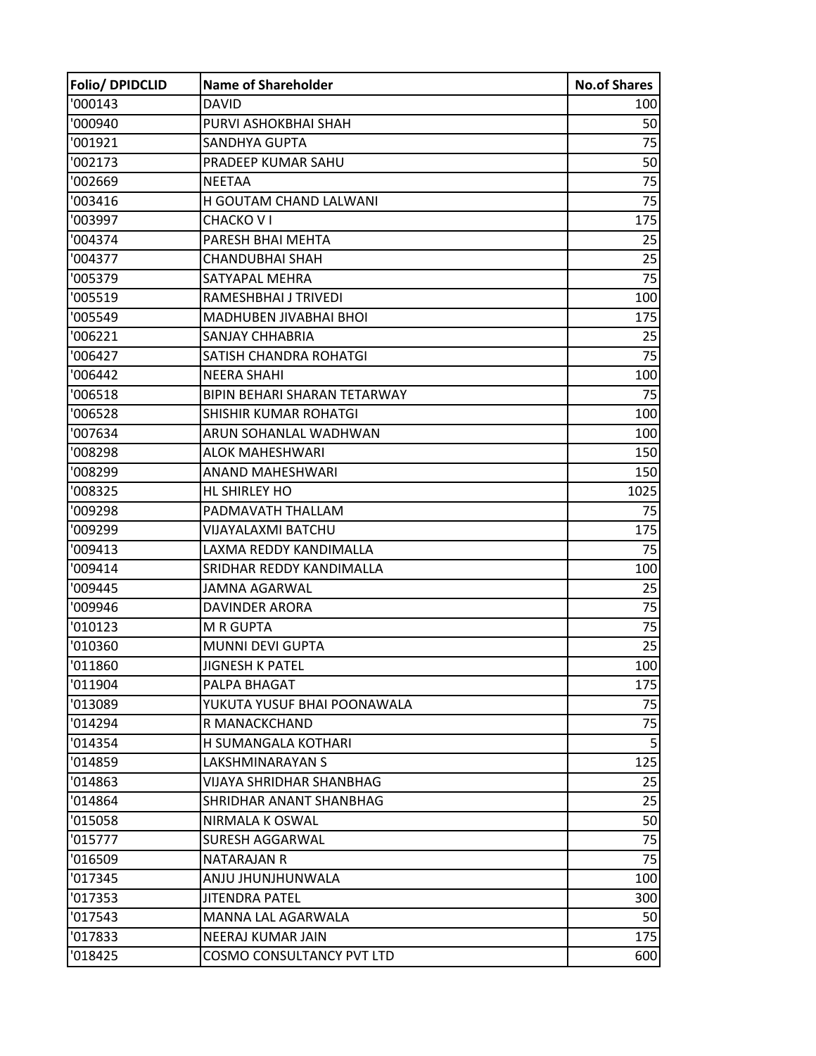| Folio/ DPIDCLID | Name of Shareholder | No.of Shares |
|---|---|---|
| '000143 | DAVID | 100 |
| '000940 | PURVI ASHOKBHAI SHAH | 50 |
| '001921 | SANDHYA GUPTA | 75 |
| '002173 | PRADEEP KUMAR SAHU | 50 |
| '002669 | NEETAA | 75 |
| '003416 | H GOUTAM CHAND LALWANI | 75 |
| '003997 | CHACKO V I | 175 |
| '004374 | PARESH BHAI MEHTA | 25 |
| '004377 | CHANDUBHAI SHAH | 25 |
| '005379 | SATYAPAL MEHRA | 75 |
| '005519 | RAMESHBHAI J TRIVEDI | 100 |
| '005549 | MADHUBEN JIVABHAI BHOI | 175 |
| '006221 | SANJAY CHHABRIA | 25 |
| '006427 | SATISH CHANDRA ROHATGI | 75 |
| '006442 | NEERA SHAHI | 100 |
| '006518 | BIPIN BEHARI SHARAN TETARWAY | 75 |
| '006528 | SHISHIR KUMAR ROHATGI | 100 |
| '007634 | ARUN SOHANLAL WADHWAN | 100 |
| '008298 | ALOK MAHESHWARI | 150 |
| '008299 | ANAND MAHESHWARI | 150 |
| '008325 | HL SHIRLEY HO | 1025 |
| '009298 | PADMAVATH THALLAM | 75 |
| '009299 | VIJAYALAXMI BATCHU | 175 |
| '009413 | LAXMA REDDY KANDIMALLA | 75 |
| '009414 | SRIDHAR REDDY KANDIMALLA | 100 |
| '009445 | JAMNA AGARWAL | 25 |
| '009946 | DAVINDER ARORA | 75 |
| '010123 | M R GUPTA | 75 |
| '010360 | MUNNI DEVI GUPTA | 25 |
| '011860 | JIGNESH K PATEL | 100 |
| '011904 | PALPA BHAGAT | 175 |
| '013089 | YUKUTA YUSUF BHAI POONAWALA | 75 |
| '014294 | R MANACKCHAND | 75 |
| '014354 | H SUMANGALA KOTHARI | 5 |
| '014859 | LAKSHMINARAYAN S | 125 |
| '014863 | VIJAYA SHRIDHAR SHANBHAG | 25 |
| '014864 | SHRIDHAR ANANT SHANBHAG | 25 |
| '015058 | NIRMALA K OSWAL | 50 |
| '015777 | SURESH AGGARWAL | 75 |
| '016509 | NATARAJAN R | 75 |
| '017345 | ANJU JHUNJHUNWALA | 100 |
| '017353 | JITENDRA PATEL | 300 |
| '017543 | MANNA LAL AGARWALA | 50 |
| '017833 | NEERAJ KUMAR JAIN | 175 |
| '018425 | COSMO CONSULTANCY PVT LTD | 600 |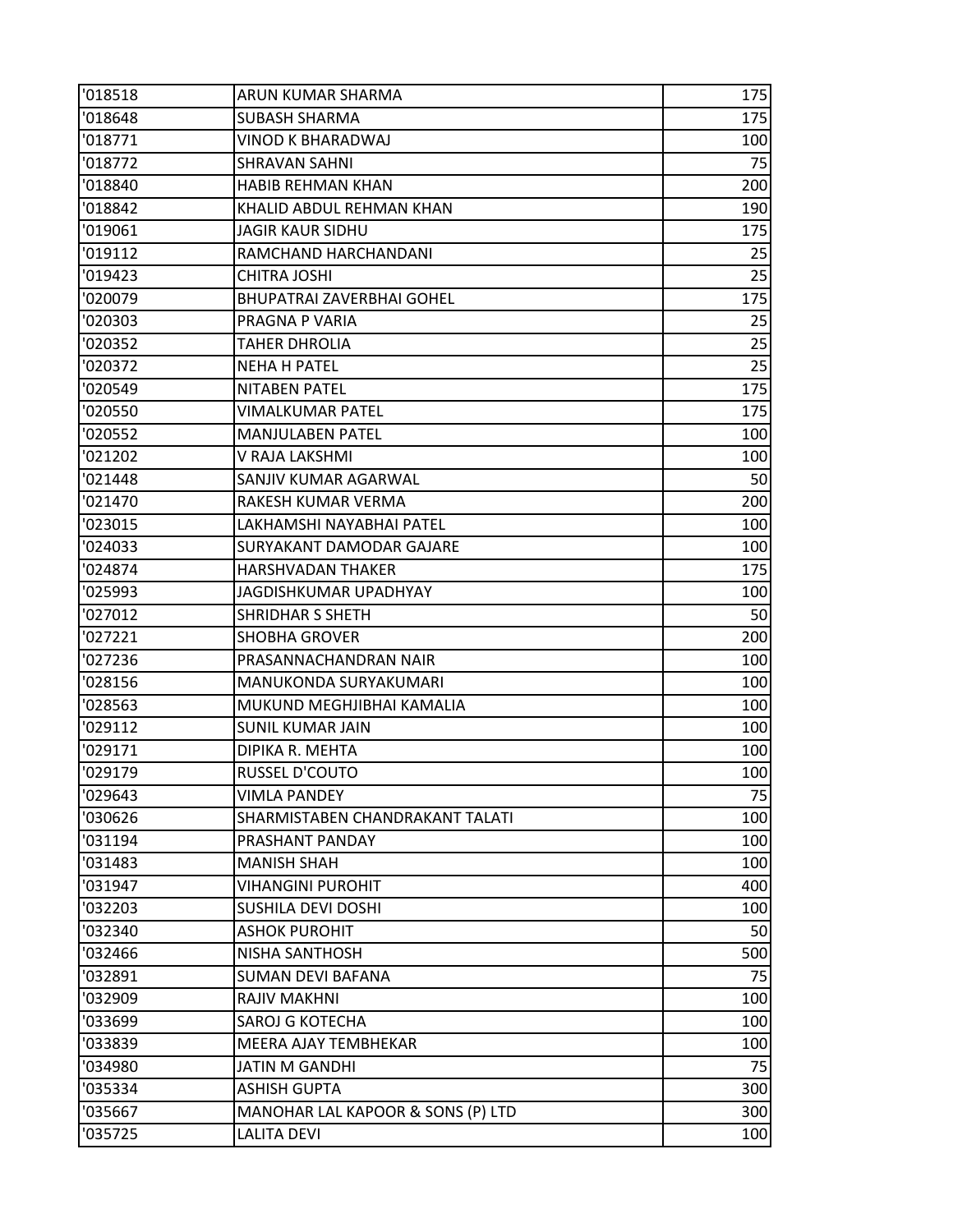| '018518 | ARUN KUMAR SHARMA | 175 |
|---|---|---|
| '018648 | SUBASH SHARMA | 175 |
| '018771 | VINOD K BHARADWAJ | 100 |
| '018772 | SHRAVAN SAHNI | 75 |
| '018840 | HABIB REHMAN KHAN | 200 |
| '018842 | KHALID ABDUL REHMAN KHAN | 190 |
| '019061 | JAGIR KAUR SIDHU | 175 |
| '019112 | RAMCHAND HARCHANDANI | 25 |
| '019423 | CHITRA JOSHI | 25 |
| '020079 | BHUPATRAI ZAVERBHAI GOHEL | 175 |
| '020303 | PRAGNA P VARIA | 25 |
| '020352 | TAHER DHROLIA | 25 |
| '020372 | NEHA H PATEL | 25 |
| '020549 | NITABEN PATEL | 175 |
| '020550 | VIMALKUMAR PATEL | 175 |
| '020552 | MANJULABEN PATEL | 100 |
| '021202 | V RAJA LAKSHMI | 100 |
| '021448 | SANJIV KUMAR AGARWAL | 50 |
| '021470 | RAKESH KUMAR VERMA | 200 |
| '023015 | LAKHAMSHI NAYABHAI PATEL | 100 |
| '024033 | SURYAKANT DAMODAR GAJARE | 100 |
| '024874 | HARSHVADAN THAKER | 175 |
| '025993 | JAGDISHKUMAR UPADHYAY | 100 |
| '027012 | SHRIDHAR S SHETH | 50 |
| '027221 | SHOBHA GROVER | 200 |
| '027236 | PRASANNACHANDRAN NAIR | 100 |
| '028156 | MANUKONDA SURYAKUMARI | 100 |
| '028563 | MUKUND MEGHJIBHAI KAMALIA | 100 |
| '029112 | SUNIL KUMAR JAIN | 100 |
| '029171 | DIPIKA R. MEHTA | 100 |
| '029179 | RUSSEL D'COUTO | 100 |
| '029643 | VIMLA PANDEY | 75 |
| '030626 | SHARMISTABEN CHANDRAKANT TALATI | 100 |
| '031194 | PRASHANT PANDAY | 100 |
| '031483 | MANISH SHAH | 100 |
| '031947 | VIHANGINI PUROHIT | 400 |
| '032203 | SUSHILA DEVI DOSHI | 100 |
| '032340 | ASHOK PUROHIT | 50 |
| '032466 | NISHA SANTHOSH | 500 |
| '032891 | SUMAN DEVI BAFANA | 75 |
| '032909 | RAJIV MAKHNI | 100 |
| '033699 | SAROJ G KOTECHA | 100 |
| '033839 | MEERA AJAY TEMBHEKAR | 100 |
| '034980 | JATIN M GANDHI | 75 |
| '035334 | ASHISH GUPTA | 300 |
| '035667 | MANOHAR LAL KAPOOR & SONS (P) LTD | 300 |
| '035725 | LALITA DEVI | 100 |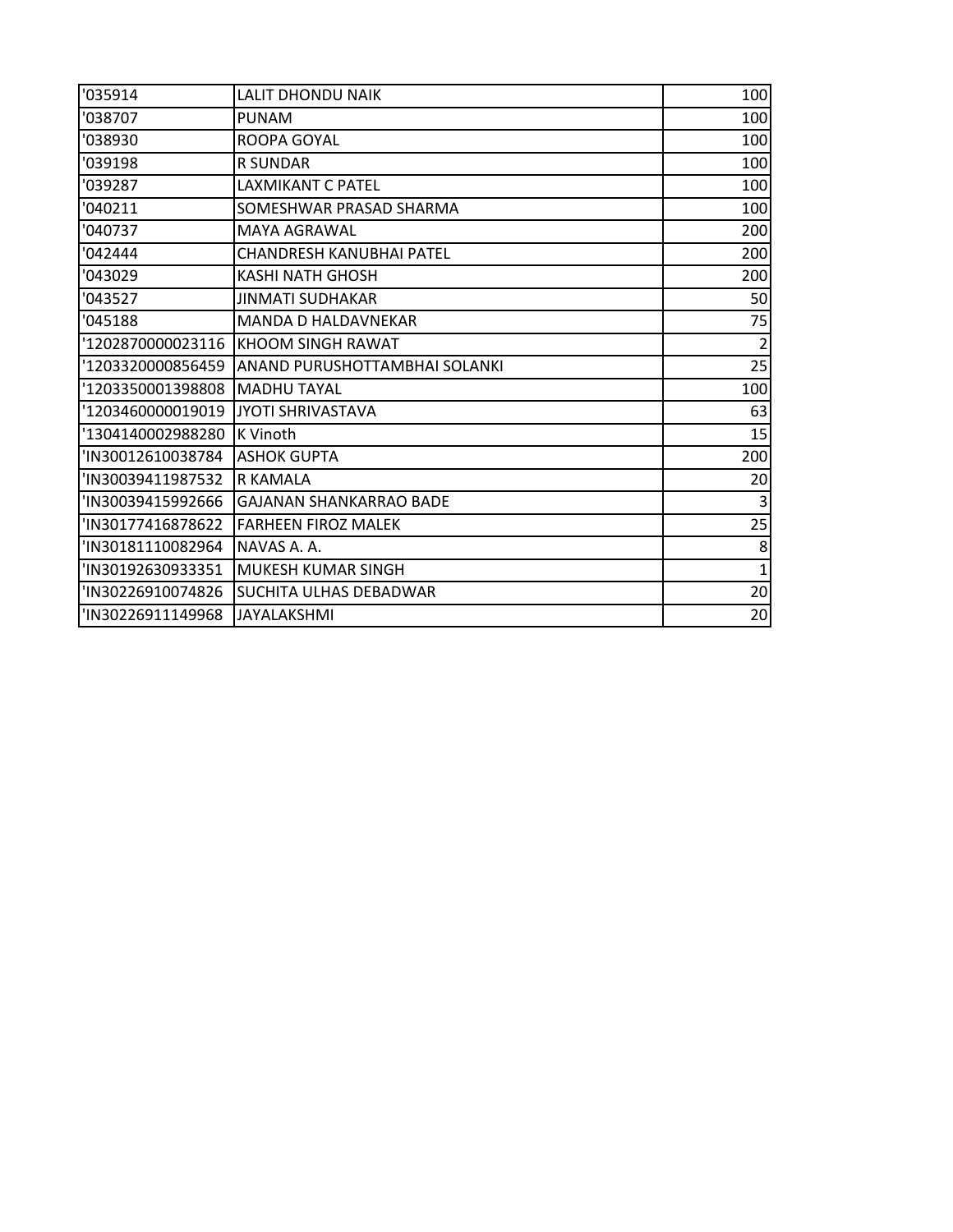| | | |
|---|---|---|
| '035914 | LALIT DHONDU NAIK | 100 |
| '038707 | PUNAM | 100 |
| '038930 | ROOPA GOYAL | 100 |
| '039198 | R SUNDAR | 100 |
| '039287 | LAXMIKANT C PATEL | 100 |
| '040211 | SOMESHWAR PRASAD SHARMA | 100 |
| '040737 | MAYA AGRAWAL | 200 |
| '042444 | CHANDRESH KANUBHAI PATEL | 200 |
| '043029 | KASHI NATH GHOSH | 200 |
| '043527 | JINMATI SUDHAKAR | 50 |
| '045188 | MANDA D HALDAVNEKAR | 75 |
| '1202870000023116 | KHOOM SINGH RAWAT | 2 |
| '1203320000856459 | ANAND PURUSHOTTAMBHAI SOLANKI | 25 |
| '1203350001398808 | MADHU TAYAL | 100 |
| '1203460000019019 | JYOTI SHRIVASTAVA | 63 |
| '1304140002988280 | K Vinoth | 15 |
| 'IN30012610038784 | ASHOK GUPTA | 200 |
| 'IN30039411987532 | R KAMALA | 20 |
| 'IN30039415992666 | GAJANAN SHANKARRAO BADE | 3 |
| 'IN30177416878622 | FARHEEN FIROZ MALEK | 25 |
| 'IN30181110082964 | NAVAS A. A. | 8 |
| 'IN30192630933351 | MUKESH KUMAR SINGH | 1 |
| 'IN30226910074826 | SUCHITA ULHAS DEBADWAR | 20 |
| 'IN30226911149968 | JAYALAKSHMI | 20 |